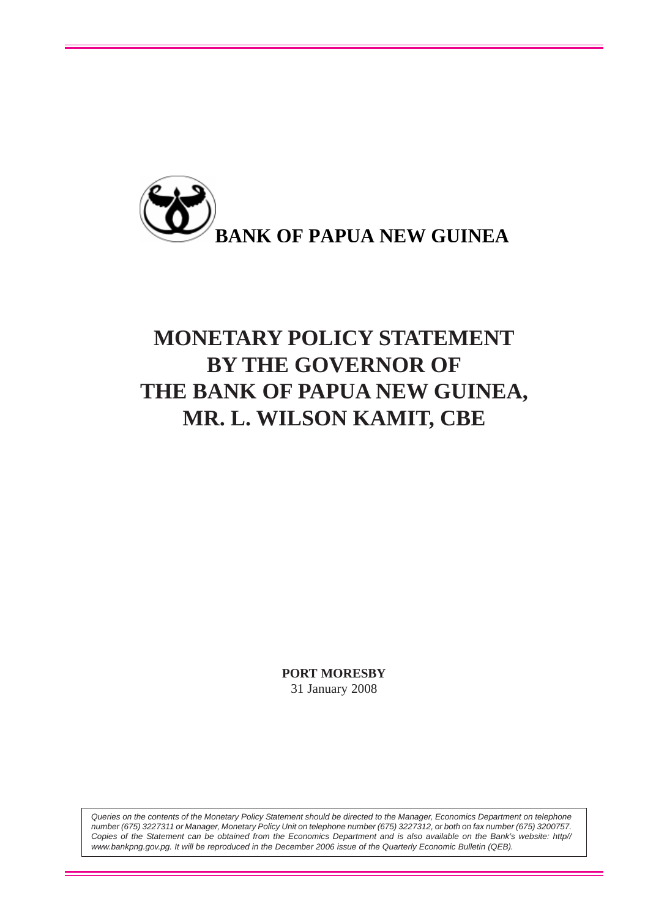**BANK OF PAPUA NEW GUINEA**

# MONETARY POLICY STATEMENT BY THE GOVERNOR OF THE BANK OF PAPUA NEW GUINEA, MR. L. WILSON KAMIT, CBE

**PORT MORESBY**
31 January 2008

*Queries on the contents of the Monetary Policy Statement should be directed to the Manager, Economics Department on telephone number (675) 3227311 or Manager, Monetary Policy Unit on telephone number (675) 3227312, or both on fax number (675) 3200757. Copies of the Statement can be obtained from the Economics Department and is also available on the Bank's website: http//www.bankpng.gov.pg. It will be reproduced in the December 2006 issue of the Quarterly Economic Bulletin (QEB).*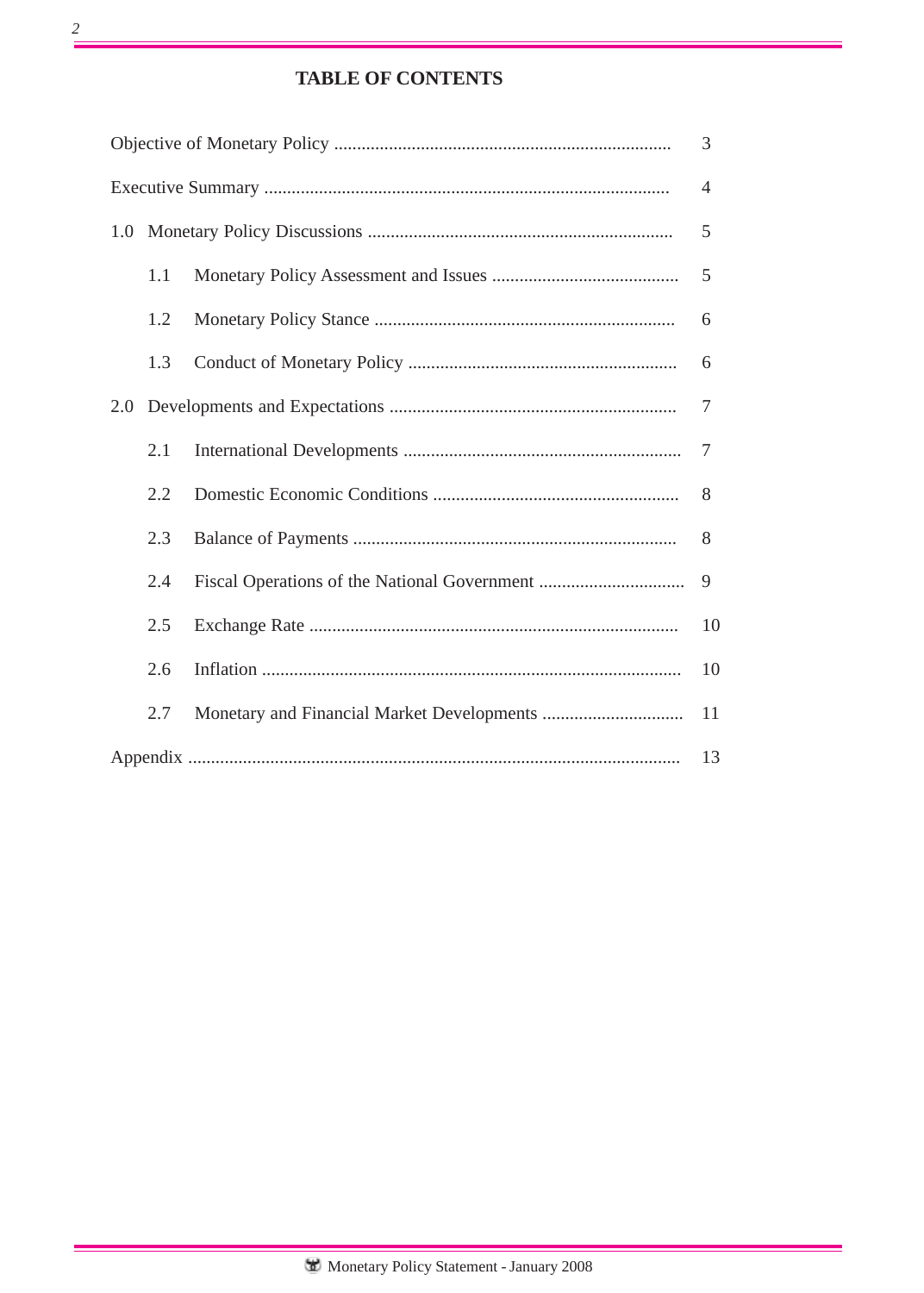# TABLE OF CONTENTS

| | |
|---|---|
| Objective of Monetary Policy | 3 |
| Executive Summary | 4 |
| 1.0 Monetary Policy Discussions | 5 |
| 1.1 Monetary Policy Assessment and Issues | 5 |
| 1.2 Monetary Policy Stance | 6 |
| 1.3 Conduct of Monetary Policy | 6 |
| 2.0 Developments and Expectations | 7 |
| 2.1 International Developments | 7 |
| 2.2 Domestic Economic Conditions | 8 |
| 2.3 Balance of Payments | 8 |
| 2.4 Fiscal Operations of the National Government | 9 |
| 2.5 Exchange Rate | 10 |
| 2.6 Inflation | 10 |
| 2.7 Monetary and Financial Market Developments | 11 |
| Appendix | 13 |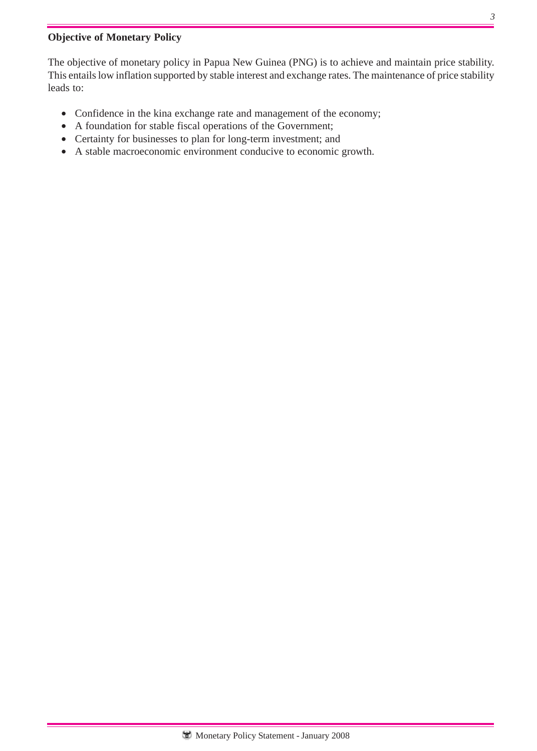**Objective of Monetary Policy**

The objective of monetary policy in Papua New Guinea (PNG) is to achieve and maintain price stability. This entails low inflation supported by stable interest and exchange rates. The maintenance of price stability leads to:

- Confidence in the kina exchange rate and management of the economy;
- A foundation for stable fiscal operations of the Government;
- Certainty for businesses to plan for long-term investment; and
- A stable macroeconomic environment conducive to economic growth.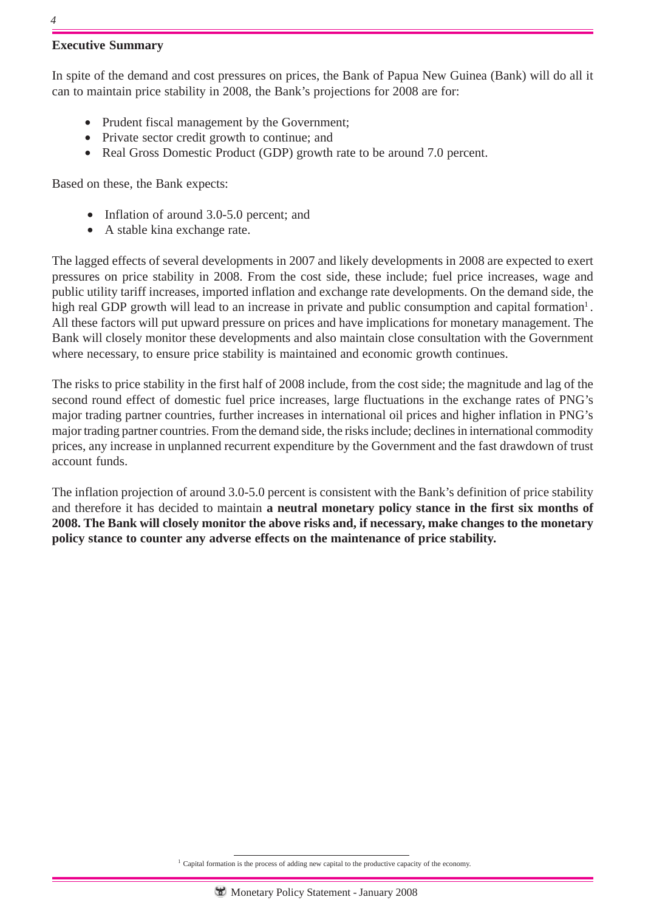## Executive Summary

In spite of the demand and cost pressures on prices, the Bank of Papua New Guinea (Bank) will do all it can to maintain price stability in 2008, the Bank's projections for 2008 are for:

- Prudent fiscal management by the Government;
- Private sector credit growth to continue; and
- Real Gross Domestic Product (GDP) growth rate to be around 7.0 percent.

Based on these, the Bank expects:

- Inflation of around 3.0-5.0 percent; and
- A stable kina exchange rate.

The lagged effects of several developments in 2007 and likely developments in 2008 are expected to exert pressures on price stability in 2008. From the cost side, these include; fuel price increases, wage and public utility tariff increases, imported inflation and exchange rate developments. On the demand side, the high real GDP growth will lead to an increase in private and public consumption and capital formation[1]. All these factors will put upward pressure on prices and have implications for monetary management. The Bank will closely monitor these developments and also maintain close consultation with the Government where necessary, to ensure price stability is maintained and economic growth continues.

The risks to price stability in the first half of 2008 include, from the cost side; the magnitude and lag of the second round effect of domestic fuel price increases, large fluctuations in the exchange rates of PNG's major trading partner countries, further increases in international oil prices and higher inflation in PNG's major trading partner countries. From the demand side, the risks include; declines in international commodity prices, any increase in unplanned recurrent expenditure by the Government and the fast drawdown of trust account funds.

The inflation projection of around 3.0-5.0 percent is consistent with the Bank's definition of price stability and therefore it has decided to maintain **a neutral monetary policy stance in the first six months of 2008. The Bank will closely monitor the above risks and, if necessary, make changes to the monetary policy stance to counter any adverse effects on the maintenance of price stability.**

[1] Capital formation is the process of adding new capital to the productive capacity of the economy.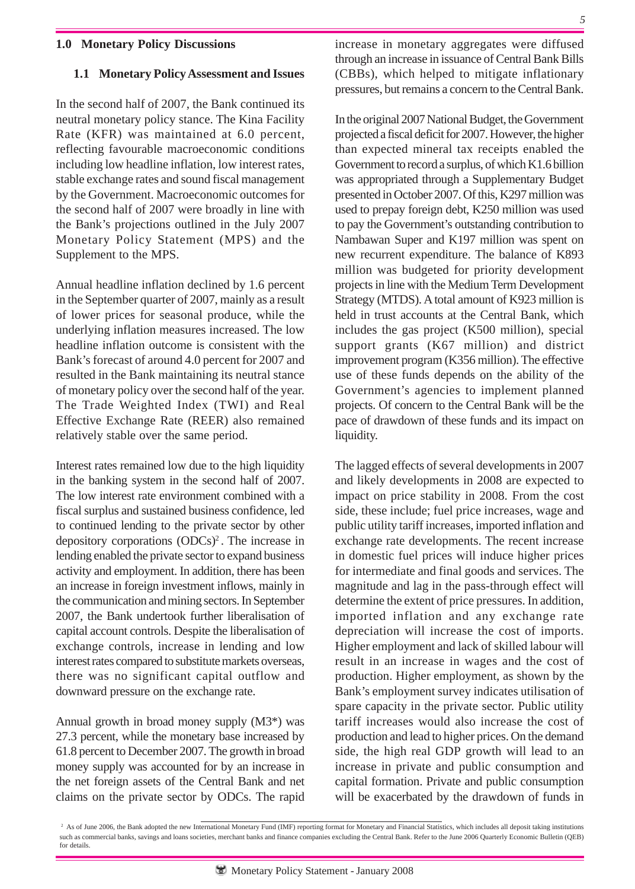## 1.0 Monetary Policy Discussions

### 1.1 Monetary Policy Assessment and Issues

In the second half of 2007, the Bank continued its neutral monetary policy stance. The Kina Facility Rate (KFR) was maintained at 6.0 percent, reflecting favourable macroeconomic conditions including low headline inflation, low interest rates, stable exchange rates and sound fiscal management by the Government. Macroeconomic outcomes for the second half of 2007 were broadly in line with the Bank's projections outlined in the July 2007 Monetary Policy Statement (MPS) and the Supplement to the MPS.

Annual headline inflation declined by 1.6 percent in the September quarter of 2007, mainly as a result of lower prices for seasonal produce, while the underlying inflation measures increased. The low headline inflation outcome is consistent with the Bank's forecast of around 4.0 percent for 2007 and resulted in the Bank maintaining its neutral stance of monetary policy over the second half of the year. The Trade Weighted Index (TWI) and Real Effective Exchange Rate (REER) also remained relatively stable over the same period.

Interest rates remained low due to the high liquidity in the banking system in the second half of 2007. The low interest rate environment combined with a fiscal surplus and sustained business confidence, led to continued lending to the private sector by other depository corporations (ODCs)[2]. The increase in lending enabled the private sector to expand business activity and employment. In addition, there has been an increase in foreign investment inflows, mainly in the communication and mining sectors. In September 2007, the Bank undertook further liberalisation of capital account controls. Despite the liberalisation of exchange controls, increase in lending and low interest rates compared to substitute markets overseas, there was no significant capital outflow and downward pressure on the exchange rate.

Annual growth in broad money supply (M3*) was 27.3 percent, while the monetary base increased by 61.8 percent to December 2007. The growth in broad money supply was accounted for by an increase in the net foreign assets of the Central Bank and net claims on the private sector by ODCs. The rapid increase in monetary aggregates were diffused through an increase in issuance of Central Bank Bills (CBBs), which helped to mitigate inflationary pressures, but remains a concern to the Central Bank.

In the original 2007 National Budget, the Government projected a fiscal deficit for 2007. However, the higher than expected mineral tax receipts enabled the Government to record a surplus, of which K1.6 billion was appropriated through a Supplementary Budget presented in October 2007. Of this, K297 million was used to prepay foreign debt, K250 million was used to pay the Government's outstanding contribution to Nambawan Super and K197 million was spent on new recurrent expenditure. The balance of K893 million was budgeted for priority development projects in line with the Medium Term Development Strategy (MTDS). A total amount of K923 million is held in trust accounts at the Central Bank, which includes the gas project (K500 million), special support grants (K67 million) and district improvement program (K356 million). The effective use of these funds depends on the ability of the Government's agencies to implement planned projects. Of concern to the Central Bank will be the pace of drawdown of these funds and its impact on liquidity.

The lagged effects of several developments in 2007 and likely developments in 2008 are expected to impact on price stability in 2008. From the cost side, these include; fuel price increases, wage and public utility tariff increases, imported inflation and exchange rate developments. The recent increase in domestic fuel prices will induce higher prices for intermediate and final goods and services. The magnitude and lag in the pass-through effect will determine the extent of price pressures. In addition, imported inflation and any exchange rate depreciation will increase the cost of imports. Higher employment and lack of skilled labour will result in an increase in wages and the cost of production. Higher employment, as shown by the Bank's employment survey indicates utilisation of spare capacity in the private sector. Public utility tariff increases would also increase the cost of production and lead to higher prices. On the demand side, the high real GDP growth will lead to an increase in private and public consumption and capital formation. Private and public consumption will be exacerbated by the drawdown of funds in

[2] As of June 2006, the Bank adopted the new International Monetary Fund (IMF) reporting format for Monetary and Financial Statistics, which includes all deposit taking institutions such as commercial banks, savings and loans societies, merchant banks and finance companies excluding the Central Bank. Refer to the June 2006 Quarterly Economic Bulletin (QEB) for details.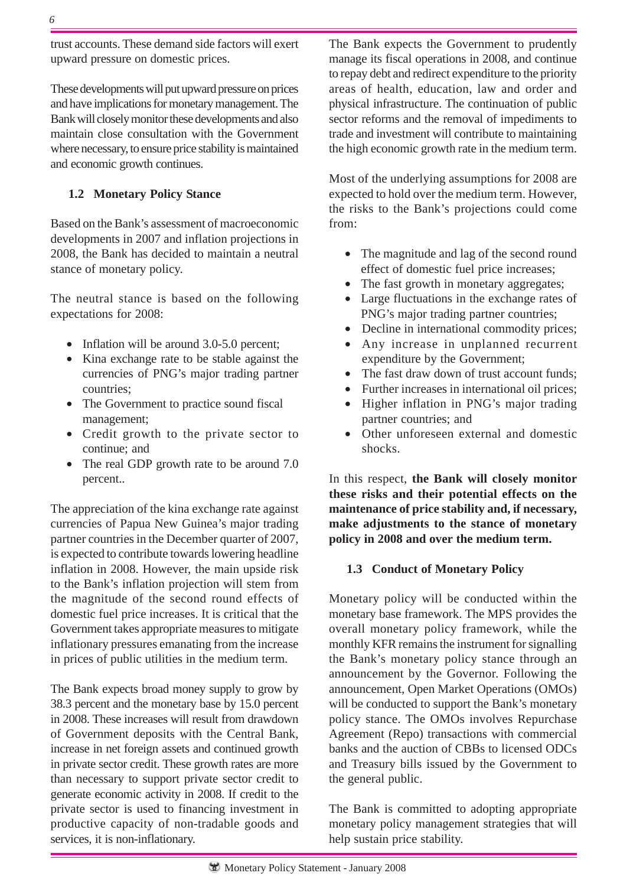trust accounts. These demand side factors will exert upward pressure on domestic prices.

These developments will put upward pressure on prices and have implications for monetary management. The Bank will closely monitor these developments and also maintain close consultation with the Government where necessary, to ensure price stability is maintained and economic growth continues.

### 1.2 Monetary Policy Stance

Based on the Bank's assessment of macroeconomic developments in 2007 and inflation projections in 2008, the Bank has decided to maintain a neutral stance of monetary policy.

The neutral stance is based on the following expectations for 2008:

- Inflation will be around 3.0-5.0 percent;
- Kina exchange rate to be stable against the currencies of PNG's major trading partner countries;
- The Government to practice sound fiscal management;
- Credit growth to the private sector to continue; and
- The real GDP growth rate to be around 7.0 percent..

The appreciation of the kina exchange rate against currencies of Papua New Guinea's major trading partner countries in the December quarter of 2007, is expected to contribute towards lowering headline inflation in 2008. However, the main upside risk to the Bank's inflation projection will stem from the magnitude of the second round effects of domestic fuel price increases. It is critical that the Government takes appropriate measures to mitigate inflationary pressures emanating from the increase in prices of public utilities in the medium term.

The Bank expects broad money supply to grow by 38.3 percent and the monetary base by 15.0 percent in 2008. These increases will result from drawdown of Government deposits with the Central Bank, increase in net foreign assets and continued growth in private sector credit. These growth rates are more than necessary to support private sector credit to generate economic activity in 2008. If credit to the private sector is used to financing investment in productive capacity of non-tradable goods and services, it is non-inflationary.

The Bank expects the Government to prudently manage its fiscal operations in 2008, and continue to repay debt and redirect expenditure to the priority areas of health, education, law and order and physical infrastructure. The continuation of public sector reforms and the removal of impediments to trade and investment will contribute to maintaining the high economic growth rate in the medium term.

Most of the underlying assumptions for 2008 are expected to hold over the medium term. However, the risks to the Bank's projections could come from:

- The magnitude and lag of the second round effect of domestic fuel price increases;
- The fast growth in monetary aggregates;
- Large fluctuations in the exchange rates of PNG's major trading partner countries;
- Decline in international commodity prices;
- Any increase in unplanned recurrent expenditure by the Government;
- The fast draw down of trust account funds;
- Further increases in international oil prices;
- Higher inflation in PNG's major trading partner countries; and
- Other unforeseen external and domestic shocks.

In this respect, **the Bank will closely monitor these risks and their potential effects on the maintenance of price stability and, if necessary, make adjustments to the stance of monetary policy in 2008 and over the medium term.**

### 1.3 Conduct of Monetary Policy

Monetary policy will be conducted within the monetary base framework. The MPS provides the overall monetary policy framework, while the monthly KFR remains the instrument for signalling the Bank's monetary policy stance through an announcement by the Governor. Following the announcement, Open Market Operations (OMOs) will be conducted to support the Bank's monetary policy stance. The OMOs involves Repurchase Agreement (Repo) transactions with commercial banks and the auction of CBBs to licensed ODCs and Treasury bills issued by the Government to the general public.

The Bank is committed to adopting appropriate monetary policy management strategies that will help sustain price stability.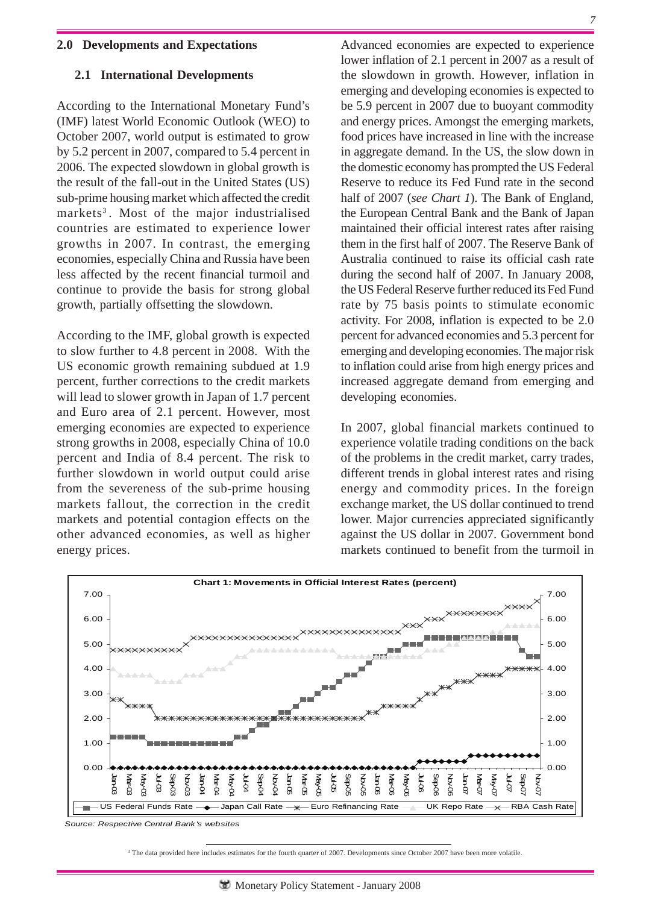## 2.0 Developments and Expectations

### 2.1 International Developments

According to the International Monetary Fund's (IMF) latest World Economic Outlook (WEO) to October 2007, world output is estimated to grow by 5.2 percent in 2007, compared to 5.4 percent in 2006. The expected slowdown in global growth is the result of the fall-out in the United States (US) sub-prime housing market which affected the credit markets[3]. Most of the major industrialised countries are estimated to experience lower growths in 2007. In contrast, the emerging economies, especially China and Russia have been less affected by the recent financial turmoil and continue to provide the basis for strong global growth, partially offsetting the slowdown.

According to the IMF, global growth is expected to slow further to 4.8 percent in 2008. With the US economic growth remaining subdued at 1.9 percent, further corrections to the credit markets will lead to slower growth in Japan of 1.7 percent and Euro area of 2.1 percent. However, most emerging economies are expected to experience strong growths in 2008, especially China of 10.0 percent and India of 8.4 percent. The risk to further slowdown in world output could arise from the severeness of the sub-prime housing markets fallout, the correction in the credit markets and potential contagion effects on the other advanced economies, as well as higher energy prices.

Advanced economies are expected to experience lower inflation of 2.1 percent in 2007 as a result of the slowdown in growth. However, inflation in emerging and developing economies is expected to be 5.9 percent in 2007 due to buoyant commodity and energy prices. Amongst the emerging markets, food prices have increased in line with the increase in aggregate demand. In the US, the slow down in the domestic economy has prompted the US Federal Reserve to reduce its Fed Fund rate in the second half of 2007 (*see Chart 1*). The Bank of England, the European Central Bank and the Bank of Japan maintained their official interest rates after raising them in the first half of 2007. The Reserve Bank of Australia continued to raise its official cash rate during the second half of 2007. In January 2008, the US Federal Reserve further reduced its Fed Fund rate by 75 basis points to stimulate economic activity. For 2008, inflation is expected to be 2.0 percent for advanced economies and 5.3 percent for emerging and developing economies. The major risk to inflation could arise from high energy prices and increased aggregate demand from emerging and developing economies.

In 2007, global financial markets continued to experience volatile trading conditions on the back of the problems in the credit market, carry trades, different trends in global interest rates and rising energy and commodity prices. In the foreign exchange market, the US dollar continued to trend lower. Major currencies appreciated significantly against the US dollar in 2007. Government bond markets continued to benefit from the turmoil in

**Chart 1: Movements in Official Interest Rates (percent)**

Legend: US Federal Funds Rate, Japan Call Rate, Euro Refinancing Rate, UK Repo Rate, RBA Cash Rate

*Source: Respective Central Bank's websites*

[3] The data provided here includes estimates for the fourth quarter of 2007. Developments since October 2007 have been more volatile.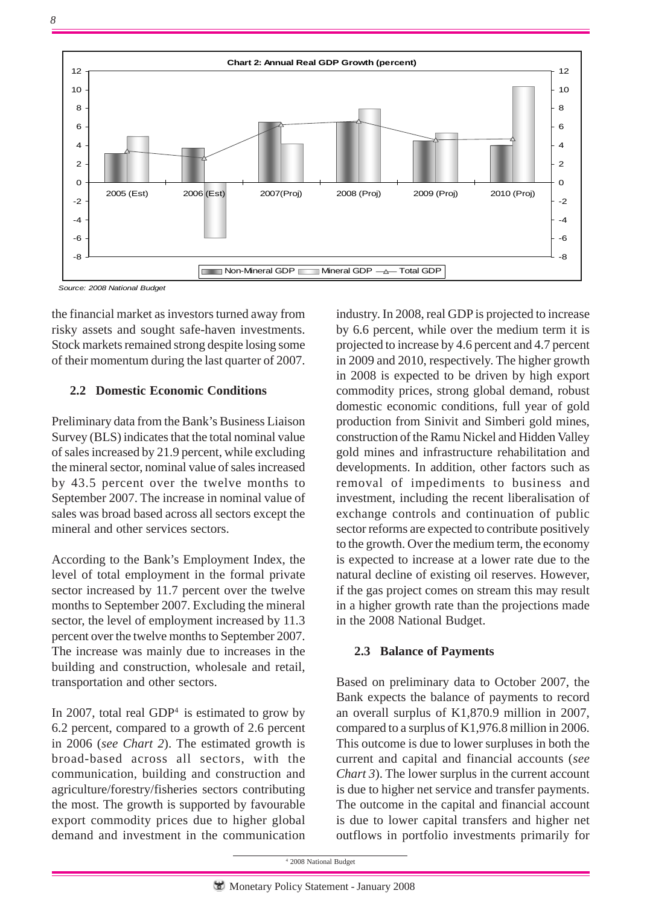**Chart 2: Annual Real GDP Growth (percent)**

*Source: 2008 National Budget*

the financial market as investors turned away from risky assets and sought safe-haven investments. Stock markets remained strong despite losing some of their momentum during the last quarter of 2007.

### 2.2 Domestic Economic Conditions

Preliminary data from the Bank's Business Liaison Survey (BLS) indicates that the total nominal value of sales increased by 21.9 percent, while excluding the mineral sector, nominal value of sales increased by 43.5 percent over the twelve months to September 2007. The increase in nominal value of sales was broad based across all sectors except the mineral and other services sectors.

According to the Bank's Employment Index, the level of total employment in the formal private sector increased by 11.7 percent over the twelve months to September 2007. Excluding the mineral sector, the level of employment increased by 11.3 percent over the twelve months to September 2007. The increase was mainly due to increases in the building and construction, wholesale and retail, transportation and other sectors.

In 2007, total real GDP[4] is estimated to grow by 6.2 percent, compared to a growth of 2.6 percent in 2006 (*see Chart 2*). The estimated growth is broad-based across all sectors, with the communication, building and construction and agriculture/forestry/fisheries sectors contributing the most. The growth is supported by favourable export commodity prices due to higher global demand and investment in the communication industry. In 2008, real GDP is projected to increase by 6.6 percent, while over the medium term it is projected to increase by 4.6 percent and 4.7 percent in 2009 and 2010, respectively. The higher growth in 2008 is expected to be driven by high export commodity prices, strong global demand, robust domestic economic conditions, full year of gold production from Sinivit and Simberi gold mines, construction of the Ramu Nickel and Hidden Valley gold mines and infrastructure rehabilitation and developments. In addition, other factors such as removal of impediments to business and investment, including the recent liberalisation of exchange controls and continuation of public sector reforms are expected to contribute positively to the growth. Over the medium term, the economy is expected to increase at a lower rate due to the natural decline of existing oil reserves. However, if the gas project comes on stream this may result in a higher growth rate than the projections made in the 2008 National Budget.

### 2.3 Balance of Payments

Based on preliminary data to October 2007, the Bank expects the balance of payments to record an overall surplus of K1,870.9 million in 2007, compared to a surplus of K1,976.8 million in 2006. This outcome is due to lower surpluses in both the current and capital and financial accounts (*see Chart 3*). The lower surplus in the current account is due to higher net service and transfer payments. The outcome in the capital and financial account is due to lower capital transfers and higher net outflows in portfolio investments primarily for

[4] 2008 National Budget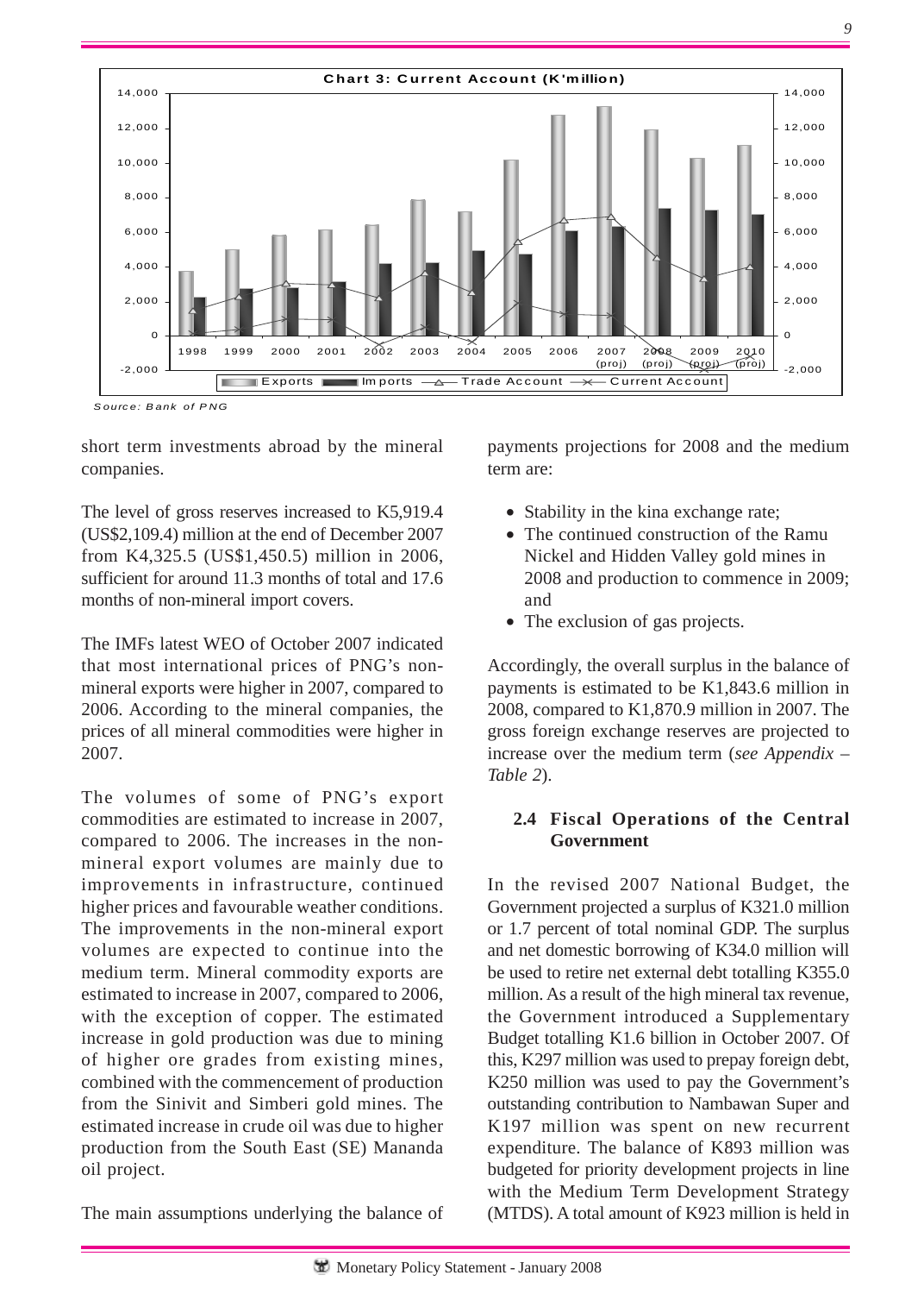**Chart 3: Current Account (K'million)**

*Source: Bank of PNG*

short term investments abroad by the mineral companies.

The level of gross reserves increased to K5,919.4 (US$2,109.4) million at the end of December 2007 from K4,325.5 (US$1,450.5) million in 2006, sufficient for around 11.3 months of total and 17.6 months of non-mineral import covers.

The IMFs latest WEO of October 2007 indicated that most international prices of PNG's non-mineral exports were higher in 2007, compared to 2006. According to the mineral companies, the prices of all mineral commodities were higher in 2007.

The volumes of some of PNG's export commodities are estimated to increase in 2007, compared to 2006. The increases in the non-mineral export volumes are mainly due to improvements in infrastructure, continued higher prices and favourable weather conditions. The improvements in the non-mineral export volumes are expected to continue into the medium term. Mineral commodity exports are estimated to increase in 2007, compared to 2006, with the exception of copper. The estimated increase in gold production was due to mining of higher ore grades from existing mines, combined with the commencement of production from the Sinivit and Simberi gold mines. The estimated increase in crude oil was due to higher production from the South East (SE) Mananda oil project.

The main assumptions underlying the balance of payments projections for 2008 and the medium term are:

- Stability in the kina exchange rate;
- The continued construction of the Ramu Nickel and Hidden Valley gold mines in 2008 and production to commence in 2009; and
- The exclusion of gas projects.

Accordingly, the overall surplus in the balance of payments is estimated to be K1,843.6 million in 2008, compared to K1,870.9 million in 2007. The gross foreign exchange reserves are projected to increase over the medium term (*see Appendix – Table 2*).

### 2.4 Fiscal Operations of the Central Government

In the revised 2007 National Budget, the Government projected a surplus of K321.0 million or 1.7 percent of total nominal GDP. The surplus and net domestic borrowing of K34.0 million will be used to retire net external debt totalling K355.0 million. As a result of the high mineral tax revenue, the Government introduced a Supplementary Budget totalling K1.6 billion in October 2007. Of this, K297 million was used to prepay foreign debt, K250 million was used to pay the Government's outstanding contribution to Nambawan Super and K197 million was spent on new recurrent expenditure. The balance of K893 million was budgeted for priority development projects in line with the Medium Term Development Strategy (MTDS). A total amount of K923 million is held in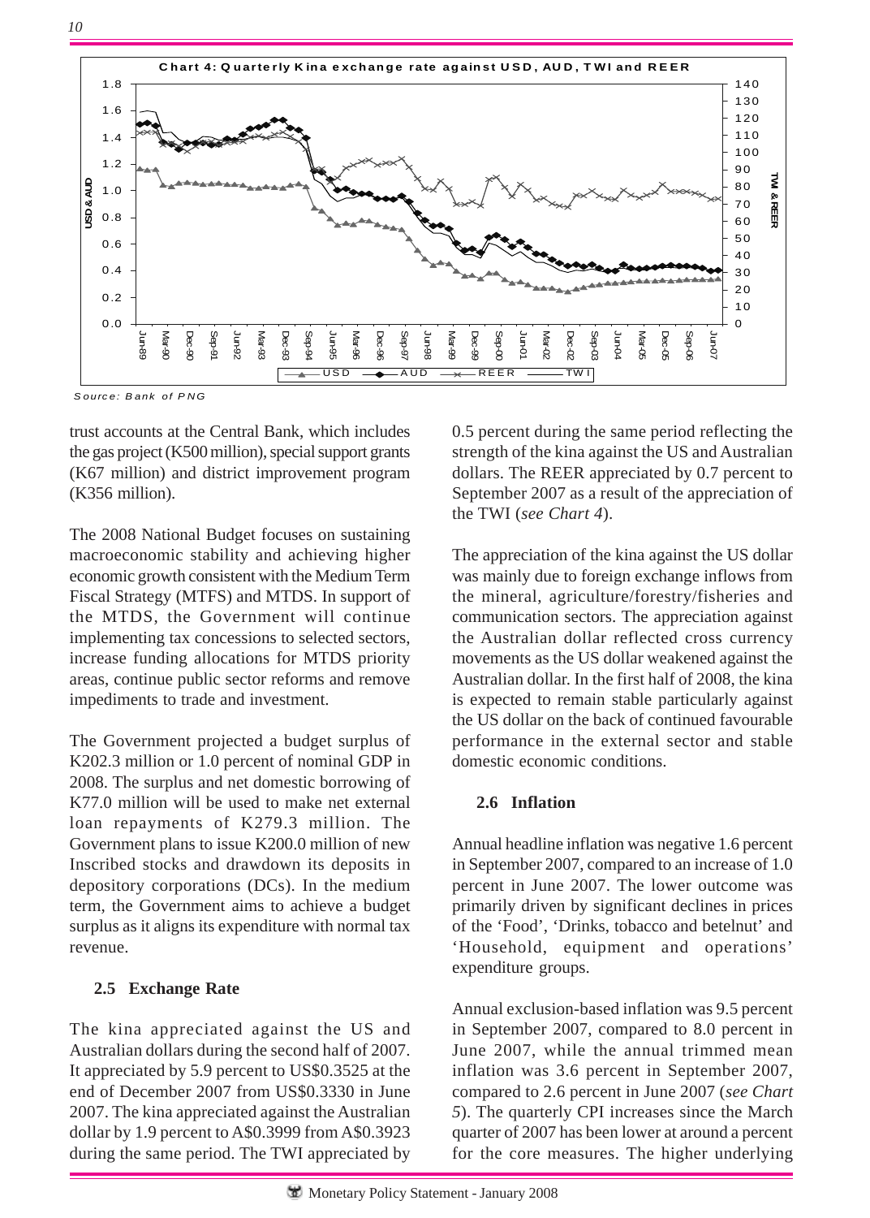**Chart 4: Quarterly Kina exchange rate against USD, AUD, TWI and REER**

*Source: Bank of PNG*

trust accounts at the Central Bank, which includes the gas project (K500 million), special support grants (K67 million) and district improvement program (K356 million).

The 2008 National Budget focuses on sustaining macroeconomic stability and achieving higher economic growth consistent with the Medium Term Fiscal Strategy (MTFS) and MTDS. In support of the MTDS, the Government will continue implementing tax concessions to selected sectors, increase funding allocations for MTDS priority areas, continue public sector reforms and remove impediments to trade and investment.

The Government projected a budget surplus of K202.3 million or 1.0 percent of nominal GDP in 2008. The surplus and net domestic borrowing of K77.0 million will be used to make net external loan repayments of K279.3 million. The Government plans to issue K200.0 million of new Inscribed stocks and drawdown its deposits in depository corporations (DCs). In the medium term, the Government aims to achieve a budget surplus as it aligns its expenditure with normal tax revenue.

### 2.5 Exchange Rate

The kina appreciated against the US and Australian dollars during the second half of 2007. It appreciated by 5.9 percent to US$0.3525 at the end of December 2007 from US$0.3330 in June 2007. The kina appreciated against the Australian dollar by 1.9 percent to A$0.3999 from A$0.3923 during the same period. The TWI appreciated by 0.5 percent during the same period reflecting the strength of the kina against the US and Australian dollars. The REER appreciated by 0.7 percent to September 2007 as a result of the appreciation of the TWI (*see Chart 4*).

The appreciation of the kina against the US dollar was mainly due to foreign exchange inflows from the mineral, agriculture/forestry/fisheries and communication sectors. The appreciation against the Australian dollar reflected cross currency movements as the US dollar weakened against the Australian dollar. In the first half of 2008, the kina is expected to remain stable particularly against the US dollar on the back of continued favourable performance in the external sector and stable domestic economic conditions.

### 2.6 Inflation

Annual headline inflation was negative 1.6 percent in September 2007, compared to an increase of 1.0 percent in June 2007. The lower outcome was primarily driven by significant declines in prices of the 'Food', 'Drinks, tobacco and betelnut' and 'Household, equipment and operations' expenditure groups.

Annual exclusion-based inflation was 9.5 percent in September 2007, compared to 8.0 percent in June 2007, while the annual trimmed mean inflation was 3.6 percent in September 2007, compared to 2.6 percent in June 2007 (*see Chart 5*). The quarterly CPI increases since the March quarter of 2007 has been lower at around a percent for the core measures. The higher underlying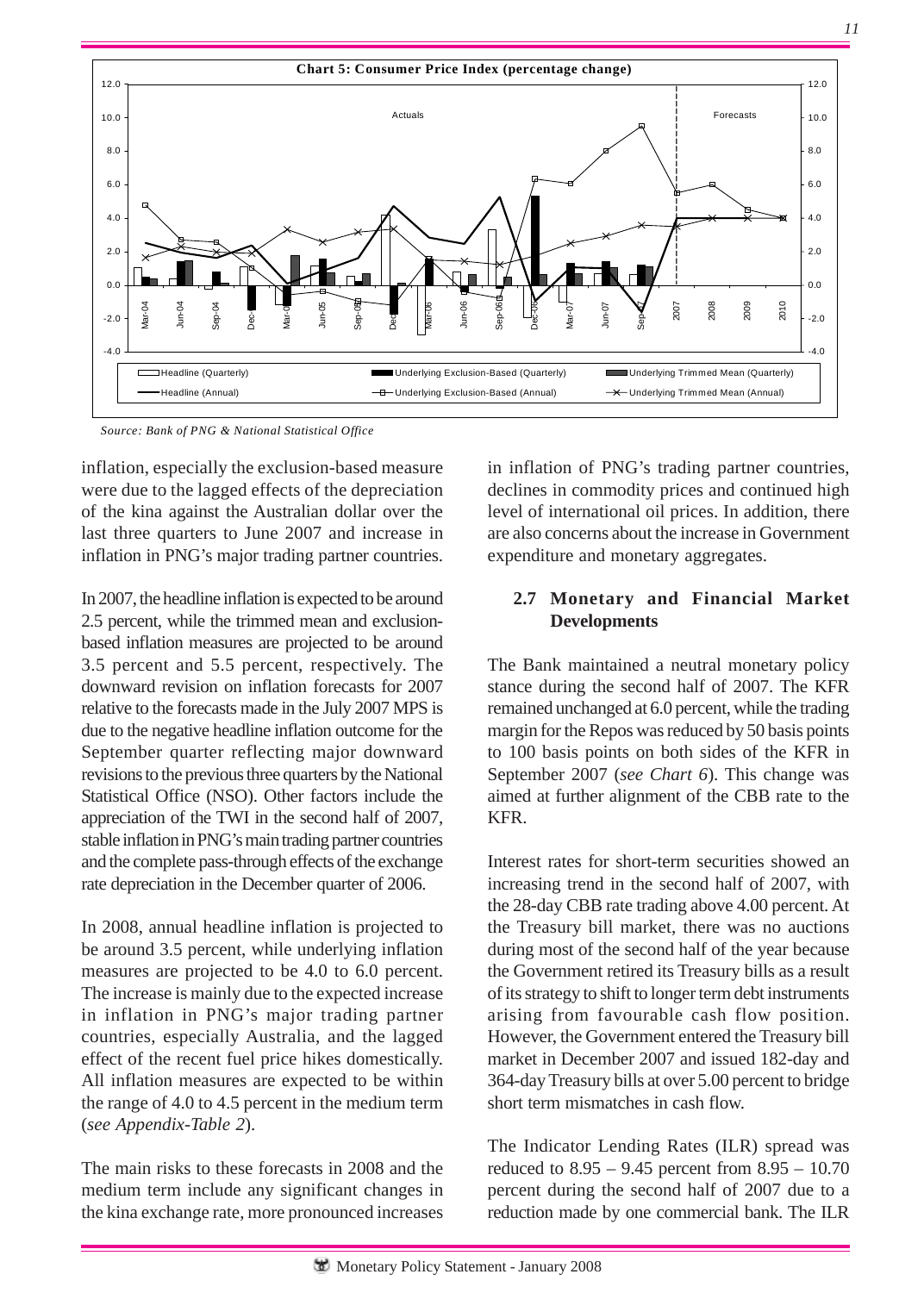**Chart 5: Consumer Price Index (percentage change)**

*Source: Bank of PNG & National Statistical Office*

inflation, especially the exclusion-based measure were due to the lagged effects of the depreciation of the kina against the Australian dollar over the last three quarters to June 2007 and increase in inflation in PNG's major trading partner countries.

In 2007, the headline inflation is expected to be around 2.5 percent, while the trimmed mean and exclusion-based inflation measures are projected to be around 3.5 percent and 5.5 percent, respectively. The downward revision on inflation forecasts for 2007 relative to the forecasts made in the July 2007 MPS is due to the negative headline inflation outcome for the September quarter reflecting major downward revisions to the previous three quarters by the National Statistical Office (NSO). Other factors include the appreciation of the TWI in the second half of 2007, stable inflation in PNG's main trading partner countries and the complete pass-through effects of the exchange rate depreciation in the December quarter of 2006.

In 2008, annual headline inflation is projected to be around 3.5 percent, while underlying inflation measures are projected to be 4.0 to 6.0 percent. The increase is mainly due to the expected increase in inflation in PNG's major trading partner countries, especially Australia, and the lagged effect of the recent fuel price hikes domestically. All inflation measures are expected to be within the range of 4.0 to 4.5 percent in the medium term (*see Appendix-Table 2*).

The main risks to these forecasts in 2008 and the medium term include any significant changes in the kina exchange rate, more pronounced increases in inflation of PNG's trading partner countries, declines in commodity prices and continued high level of international oil prices. In addition, there are also concerns about the increase in Government expenditure and monetary aggregates.

## 2.7 Monetary and Financial Market Developments

The Bank maintained a neutral monetary policy stance during the second half of 2007. The KFR remained unchanged at 6.0 percent, while the trading margin for the Repos was reduced by 50 basis points to 100 basis points on both sides of the KFR in September 2007 (*see Chart 6*). This change was aimed at further alignment of the CBB rate to the KFR.

Interest rates for short-term securities showed an increasing trend in the second half of 2007, with the 28-day CBB rate trading above 4.00 percent. At the Treasury bill market, there was no auctions during most of the second half of the year because the Government retired its Treasury bills as a result of its strategy to shift to longer term debt instruments arising from favourable cash flow position. However, the Government entered the Treasury bill market in December 2007 and issued 182-day and 364-day Treasury bills at over 5.00 percent to bridge short term mismatches in cash flow.

The Indicator Lending Rates (ILR) spread was reduced to 8.95 – 9.45 percent from 8.95 – 10.70 percent during the second half of 2007 due to a reduction made by one commercial bank. The ILR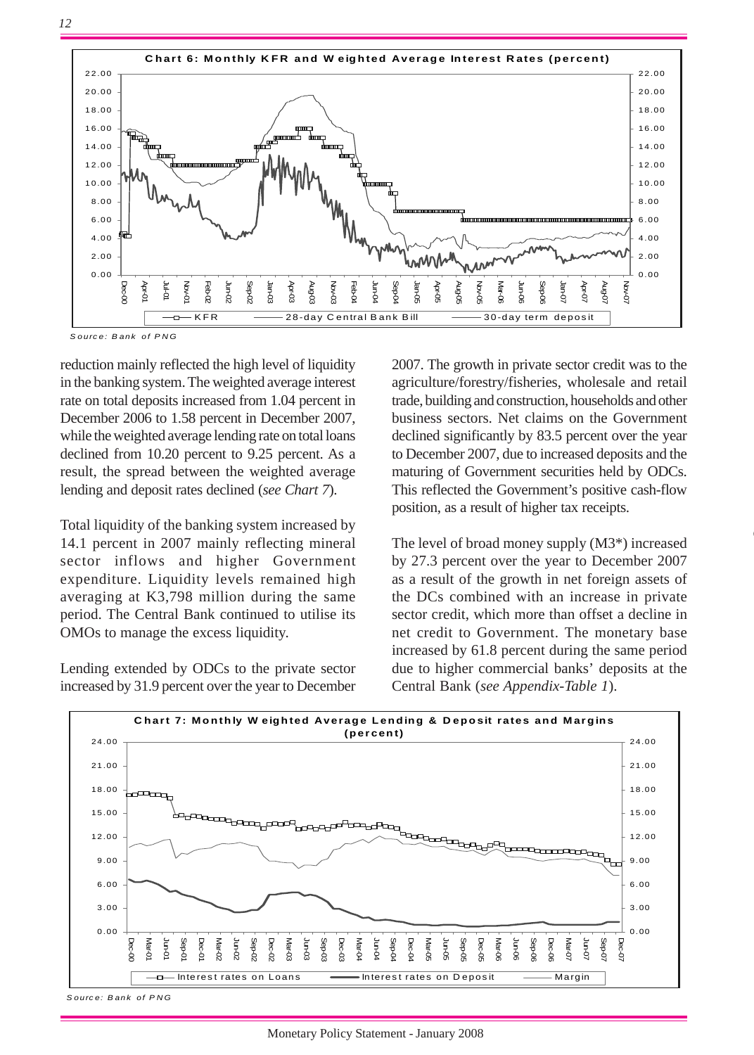**Chart 6: Monthly KFR and Weighted Average Interest Rates (percent)**

*Source: Bank of PNG*

reduction mainly reflected the high level of liquidity in the banking system. The weighted average interest rate on total deposits increased from 1.04 percent in December 2006 to 1.58 percent in December 2007, while the weighted average lending rate on total loans declined from 10.20 percent to 9.25 percent. As a result, the spread between the weighted average lending and deposit rates declined (*see Chart 7*).

Total liquidity of the banking system increased by 14.1 percent in 2007 mainly reflecting mineral sector inflows and higher Government expenditure. Liquidity levels remained high averaging at K3,798 million during the same period. The Central Bank continued to utilise its OMOs to manage the excess liquidity.

Lending extended by ODCs to the private sector increased by 31.9 percent over the year to December 2007. The growth in private sector credit was to the agriculture/forestry/fisheries, wholesale and retail trade, building and construction, households and other business sectors. Net claims on the Government declined significantly by 83.5 percent over the year to December 2007, due to increased deposits and the maturing of Government securities held by ODCs. This reflected the Government's positive cash-flow position, as a result of higher tax receipts.

The level of broad money supply (M3*) increased by 27.3 percent over the year to December 2007 as a result of the growth in net foreign assets of the DCs combined with an increase in private sector credit, which more than offset a decline in net credit to Government. The monetary base increased by 61.8 percent during the same period due to higher commercial banks' deposits at the Central Bank (*see Appendix-Table 1*).

**Chart 7: Monthly Weighted Average Lending & Deposit rates and Margins (percent)**

*Source: Bank of PNG*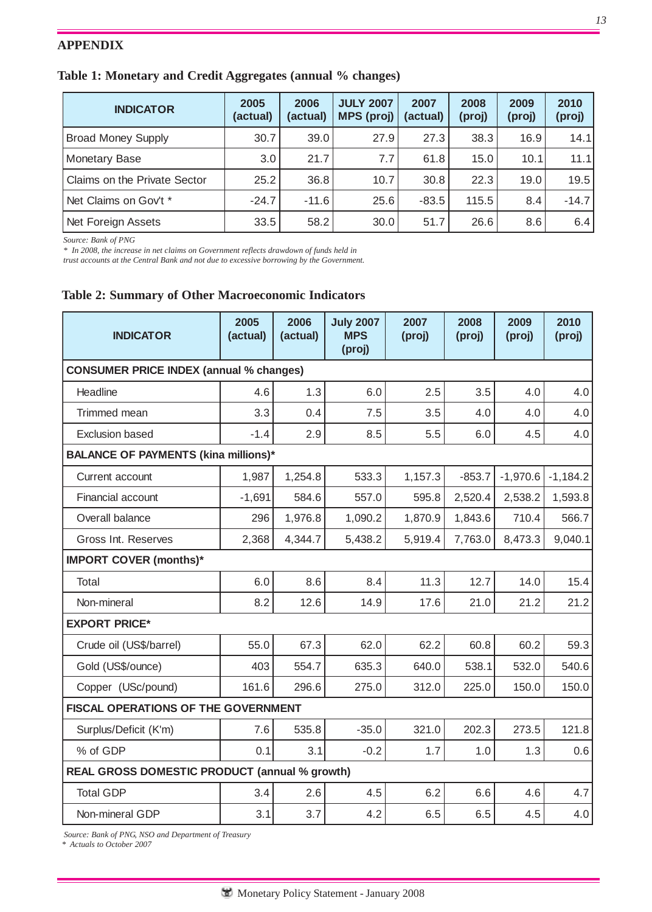## APPENDIX

### Table 1: Monetary and Credit Aggregates (annual % changes)

| INDICATOR | 2005 (actual) | 2006 (actual) | JULY 2007 MPS (proj) | 2007 (actual) | 2008 (proj) | 2009 (proj) | 2010 (proj) |
|---|---|---|---|---|---|---|---|
| Broad Money Supply | 30.7 | 39.0 | 27.9 | 27.3 | 38.3 | 16.9 | 14.1 |
| Monetary Base | 3.0 | 21.7 | 7.7 | 61.8 | 15.0 | 10.1 | 11.1 |
| Claims on the Private Sector | 25.2 | 36.8 | 10.7 | 30.8 | 22.3 | 19.0 | 19.5 |
| Net Claims on Gov't * | -24.7 | -11.6 | 25.6 | -83.5 | 115.5 | 8.4 | -14.7 |
| Net Foreign Assets | 33.5 | 58.2 | 30.0 | 51.7 | 26.6 | 8.6 | 6.4 |

*Source: Bank of PNG*

*\* In 2008, the increase in net claims on Government reflects drawdown of funds held in trust accounts at the Central Bank and not due to excessive borrowing by the Government.*

### Table 2: Summary of Other Macroeconomic Indicators

| INDICATOR | 2005 (actual) | 2006 (actual) | July 2007 MPS (proj) | 2007 (proj) | 2008 (proj) | 2009 (proj) | 2010 (proj) |
|---|---|---|---|---|---|---|---|
| **CONSUMER PRICE INDEX (annual % changes)** | | | | | | | |
| Headline | 4.6 | 1.3 | 6.0 | 2.5 | 3.5 | 4.0 | 4.0 |
| Trimmed mean | 3.3 | 0.4 | 7.5 | 3.5 | 4.0 | 4.0 | 4.0 |
| Exclusion based | -1.4 | 2.9 | 8.5 | 5.5 | 6.0 | 4.5 | 4.0 |
| **BALANCE OF PAYMENTS (kina millions)*** | | | | | | | |
| Current account | 1,987 | 1,254.8 | 533.3 | 1,157.3 | -853.7 | -1,970.6 | -1,184.2 |
| Financial account | -1,691 | 584.6 | 557.0 | 595.8 | 2,520.4 | 2,538.2 | 1,593.8 |
| Overall balance | 296 | 1,976.8 | 1,090.2 | 1,870.9 | 1,843.6 | 710.4 | 566.7 |
| Gross Int. Reserves | 2,368 | 4,344.7 | 5,438.2 | 5,919.4 | 7,763.0 | 8,473.3 | 9,040.1 |
| **IMPORT COVER (months)*** | | | | | | | |
| Total | 6.0 | 8.6 | 8.4 | 11.3 | 12.7 | 14.0 | 15.4 |
| Non-mineral | 8.2 | 12.6 | 14.9 | 17.6 | 21.0 | 21.2 | 21.2 |
| **EXPORT PRICE*** | | | | | | | |
| Crude oil (US$/barrel) | 55.0 | 67.3 | 62.0 | 62.2 | 60.8 | 60.2 | 59.3 |
| Gold (US$/ounce) | 403 | 554.7 | 635.3 | 640.0 | 538.1 | 532.0 | 540.6 |
| Copper (USc/pound) | 161.6 | 296.6 | 275.0 | 312.0 | 225.0 | 150.0 | 150.0 |
| **FISCAL OPERATIONS OF THE GOVERNMENT** | | | | | | | |
| Surplus/Deficit (K'm) | 7.6 | 535.8 | -35.0 | 321.0 | 202.3 | 273.5 | 121.8 |
| % of GDP | 0.1 | 3.1 | -0.2 | 1.7 | 1.0 | 1.3 | 0.6 |
| **REAL GROSS DOMESTIC PRODUCT (annual % growth)** | | | | | | | |
| Total GDP | 3.4 | 2.6 | 4.5 | 6.2 | 6.6 | 4.6 | 4.7 |
| Non-mineral GDP | 3.1 | 3.7 | 4.2 | 6.5 | 6.5 | 4.5 | 4.0 |

*Source: Bank of PNG, NSO and Department of Treasury*

*\* Actuals to October 2007*